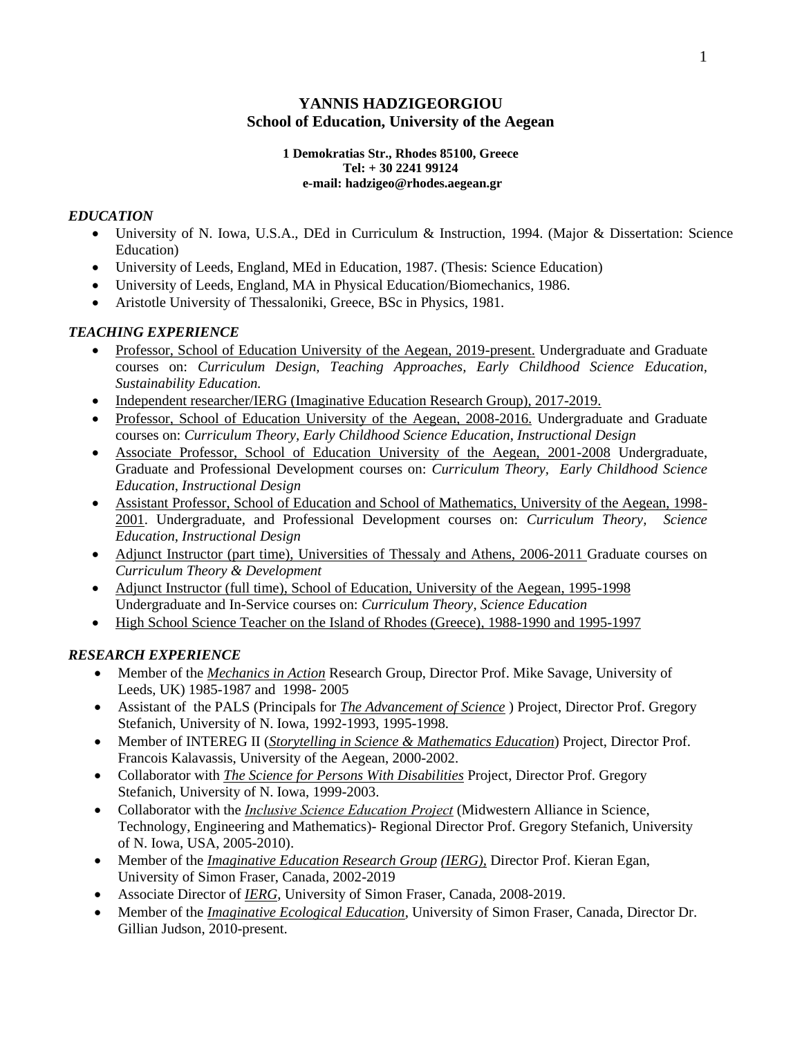# YANNIS HADZIGEORGIOU
## School of Education, University of the Aegean

**1 Demokratias Str., Rhodes 85100, Greece**
**Tel: + 30 2241 99124**
**e-mail: hadzigeo@rhodes.aegean.gr**

### *EDUCATION*

- University of N. Iowa, U.S.A., DEd in Curriculum & Instruction, 1994. (Major & Dissertation: Science Education)
- University of Leeds, England, MEd in Education, 1987. (Thesis: Science Education)
- University of Leeds, England, MA in Physical Education/Biomechanics, 1986.
- Aristotle University of Thessaloniki, Greece, BSc in Physics, 1981.

### *TEACHING EXPERIENCE*

- Professor, School of Education University of the Aegean, 2019-present. Undergraduate and Graduate courses on: *Curriculum Design, Teaching Approaches, Early Childhood Science Education, Sustainability Education.*
- Independent researcher/IERG (Imaginative Education Research Group), 2017-2019.
- Professor, School of Education University of the Aegean, 2008-2016. Undergraduate and Graduate courses on: *Curriculum Theory, Early Childhood Science Education*, *Instructional Design*
- Associate Professor, School of Education University of the Aegean, 2001-2008 Undergraduate, Graduate and Professional Development courses on: *Curriculum Theory, Early Childhood Science Education*, *Instructional Design*
- Assistant Professor, School of Education and School of Mathematics, University of the Aegean, 1998-2001. Undergraduate, and Professional Development courses on: *Curriculum Theory, Science Education*, *Instructional Design*
- Adjunct Instructor (part time), Universities of Thessaly and Athens, 2006-2011 Graduate courses on *Curriculum Theory & Development*
- Adjunct Instructor (full time), School of Education, University of the Aegean, 1995-1998 Undergraduate and In-Service courses on: *Curriculum Theory, Science Education*
- High School Science Teacher on the Island of Rhodes (Greece), 1988-1990 and 1995-1997

### *RESEARCH EXPERIENCE*

- Member of the ***Mechanics in Action*** Research Group, Director Prof. Mike Savage, University of Leeds, UK) 1985-1987 and 1998- 2005
- Assistant of the PALS (Principals for ***The Advancement of Science***) Project, Director Prof. Gregory Stefanich, University of N. Iowa, 1992-1993, 1995-1998.
- Member of INTEREG II (***Storytelling in Science & Mathematics Education***) Project, Director Prof. Francois Kalavassis, University of the Aegean, 2000-2002.
- Collaborator with ***The Science for Persons With Disabilities*** Project, Director Prof. Gregory Stefanich, University of N. Iowa, 1999-2003.
- Collaborator with the ***Inclusive Science Education Project*** (Midwestern Alliance in Science, Technology, Engineering and Mathematics)- Regional Director Prof. Gregory Stefanich, University of N. Iowa, USA, 2005-2010).
- Member of the ***Imaginative Education Research Group (IERG)***, Director Prof. Kieran Egan, University of Simon Fraser, Canada, 2002-2019
- Associate Director of ***IERG***, University of Simon Fraser, Canada, 2008-2019.
- Member of the ***Imaginative Ecological Education***, University of Simon Fraser, Canada, Director Dr. Gillian Judson, 2010-present.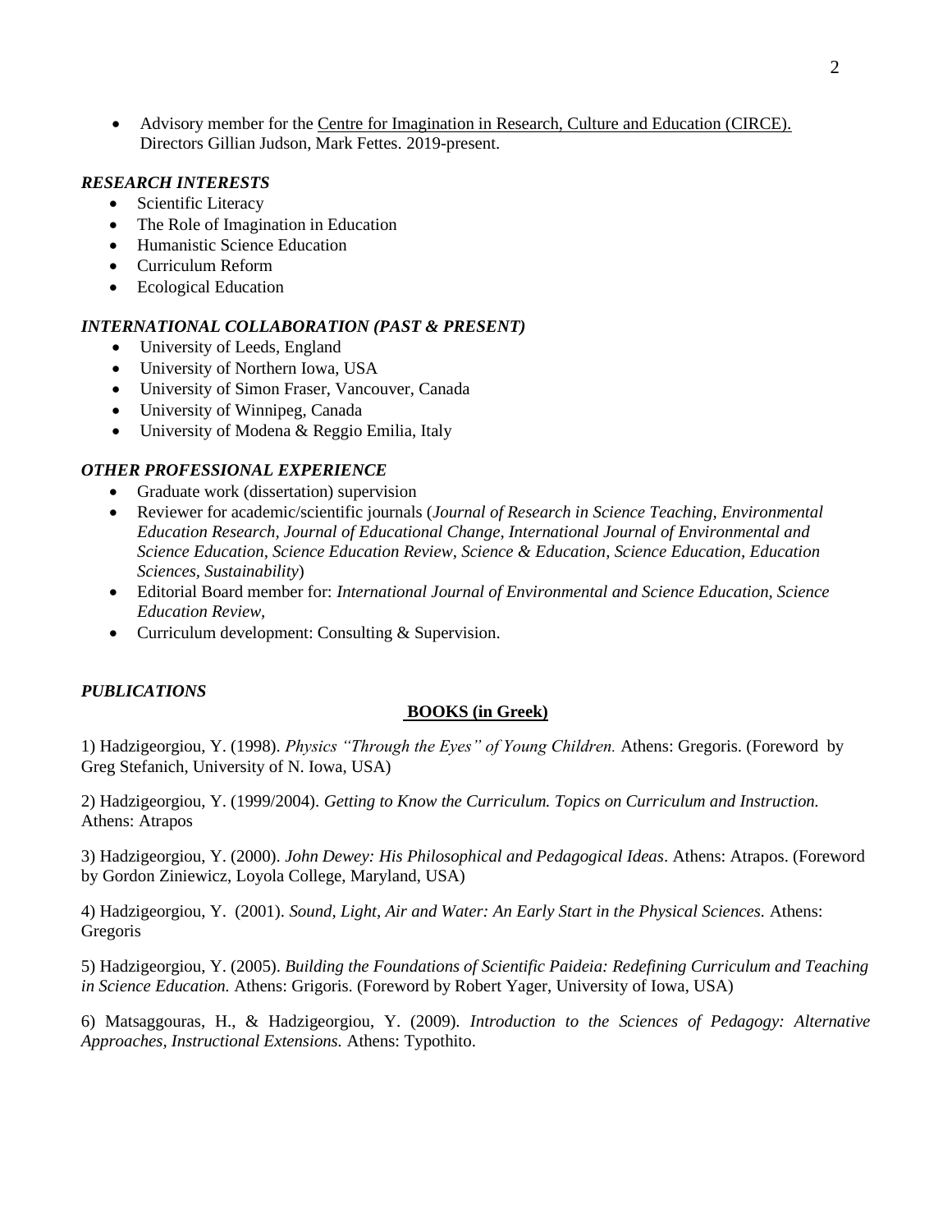- Advisory member for the Centre for Imagination in Research, Culture and Education (CIRCE). Directors Gillian Judson, Mark Fettes. 2019-present.

### *RESEARCH INTERESTS*

- Scientific Literacy
- The Role of Imagination in Education
- Humanistic Science Education
- Curriculum Reform
- Ecological Education

### *INTERNATIONAL COLLABORATION (PAST & PRESENT)*

- University of Leeds, England
- University of Northern Iowa, USA
- University of Simon Fraser, Vancouver, Canada
- University of Winnipeg, Canada
- University of Modena & Reggio Emilia, Italy

### *OTHER PROFESSIONAL EXPERIENCE*

- Graduate work (dissertation) supervision
- Reviewer for academic/scientific journals (*Journal of Research in Science Teaching, Environmental Education Research, Journal of Educational Change, International Journal of Environmental and Science Education, Science Education Review, Science & Education, Science Education, Education Sciences, Sustainability*)
- Editorial Board member for: *International Journal of Environmental and Science Education, Science Education Review,*
- Curriculum development: Consulting & Supervision.

### *PUBLICATIONS*

**BOOKS (in Greek)**

1) Hadzigeorgiou, Y. (1998). *Physics "Through the Eyes" of Young Children.* Athens: Gregoris. (Foreword by Greg Stefanich, University of N. Iowa, USA)

2) Hadzigeorgiou, Y. (1999/2004). *Getting to Know the Curriculum. Topics on Curriculum and Instruction.* Athens: Atrapos

3) Hadzigeorgiou, Y. (2000). *John Dewey: His Philosophical and Pedagogical Ideas*. Athens: Atrapos. (Foreword by Gordon Ziniewicz, Loyola College, Maryland, USA)

4) Hadzigeorgiou, Y. (2001). *Sound, Light, Air and Water: An Early Start in the Physical Sciences.* Athens: Gregoris

5) Hadzigeorgiou, Y. (2005). *Building the Foundations of Scientific Paideia: Redefining Curriculum and Teaching in Science Education.* Athens: Grigoris. (Foreword by Robert Yager, University of Iowa, USA)

6) Matsaggouras, H., & Hadzigeorgiou, Y. (2009). *Introduction to the Sciences of Pedagogy: Alternative Approaches, Instructional Extensions.* Athens: Typothito.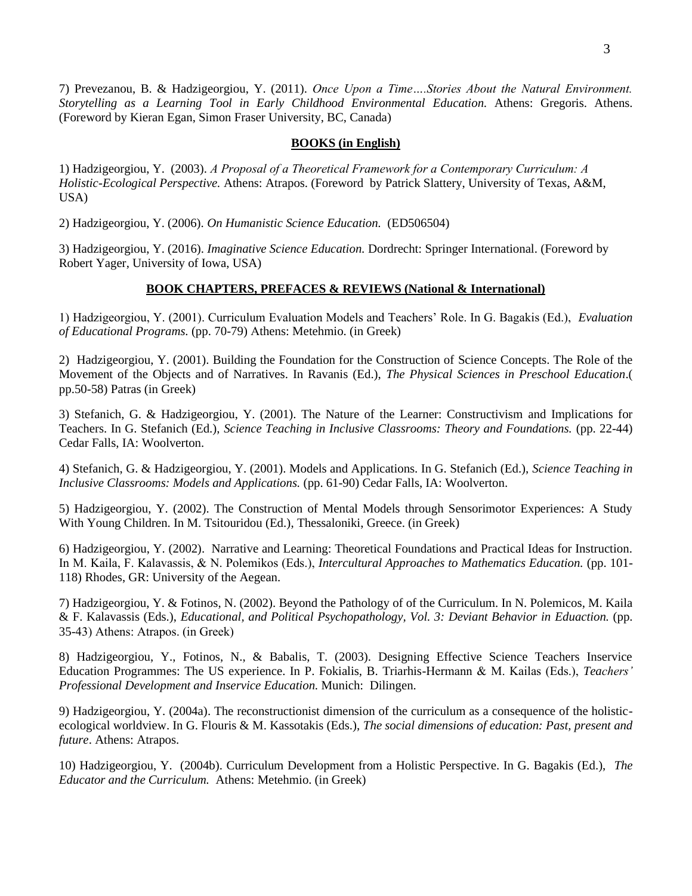7) Prevezanou, B. & Hadzigeorgiou, Y. (2011). *Once Upon a Time….Stories About the Natural Environment. Storytelling as a Learning Tool in Early Childhood Environmental Education.* Athens: Gregoris. Athens. (Foreword by Kieran Egan, Simon Fraser University, BC, Canada)

## BOOKS (in English)

1) Hadzigeorgiou, Y. (2003). *A Proposal of a Theoretical Framework for a Contemporary Curriculum: A Holistic-Ecological Perspective.* Athens: Atrapos. (Foreword by Patrick Slattery, University of Texas, A&M, USA)

2) Hadzigeorgiou, Y. (2006). *On Humanistic Science Education.* (ED506504)

3) Hadzigeorgiou, Y. (2016). *Imaginative Science Education.* Dordrecht: Springer International. (Foreword by Robert Yager, University of Iowa, USA)

## BOOK CHAPTERS, PREFACES & REVIEWS (National & International)

1) Hadzigeorgiou, Y. (2001). Curriculum Evaluation Models and Teachers' Role. In G. Bagakis (Ed.), *Evaluation of Educational Programs.* (pp. 70-79) Athens: Metehmio. (in Greek)

2) Hadzigeorgiou, Y. (2001). Building the Foundation for the Construction of Science Concepts. The Role of the Movement of the Objects and of Narratives. In Ravanis (Ed.), *The Physical Sciences in Preschool Education*.( pp.50-58) Patras (in Greek)

3) Stefanich, G. & Hadzigeorgiou, Y. (2001). The Nature of the Learner: Constructivism and Implications for Teachers. In G. Stefanich (Ed.), *Science Teaching in Inclusive Classrooms: Theory and Foundations.* (pp. 22-44) Cedar Falls, IA: Woolverton.

4) Stefanich, G. & Hadzigeorgiou, Y. (2001). Models and Applications. In G. Stefanich (Ed.), *Science Teaching in Inclusive Classrooms: Models and Applications.* (pp. 61-90) Cedar Falls, IA: Woolverton.

5) Hadzigeorgiou, Y. (2002). The Construction of Mental Models through Sensorimotor Experiences: A Study With Young Children. In M. Tsitouridou (Ed.), Thessaloniki, Greece. (in Greek)

6) Hadzigeorgiou, Y. (2002). Narrative and Learning: Theoretical Foundations and Practical Ideas for Instruction. In M. Kaila, F. Kalavassis, & N. Polemikos (Eds.), *Intercultural Approaches to Mathematics Education.* (pp. 101-118) Rhodes, GR: University of the Aegean.

7) Hadzigeorgiou, Y. & Fotinos, N. (2002). Beyond the Pathology of of the Curriculum. In N. Polemicos, M. Kaila & F. Kalavassis (Eds.), *Educational, and Political Psychopathology, Vol. 3: Deviant Behavior in Eduaction.* (pp. 35-43) Athens: Atrapos. (in Greek)

8) Hadzigeorgiou, Y., Fotinos, N., & Babalis, T. (2003). Designing Effective Science Teachers Inservice Education Programmes: The US experience. In P. Fokialis, B. Triarhis-Hermann & M. Kailas (Eds.), *Teachers' Professional Development and Inservice Education.* Munich: Dilingen.

9) Hadzigeorgiou, Y. (2004a). The reconstructionist dimension of the curriculum as a consequence of the holistic-ecological worldview. In G. Flouris & M. Kassotakis (Eds.), *The social dimensions of education: Past, present and future*. Athens: Atrapos.

10) Hadzigeorgiou, Y. (2004b). Curriculum Development from a Holistic Perspective. In G. Bagakis (Ed.), *The Educator and the Curriculum.* Athens: Metehmio. (in Greek)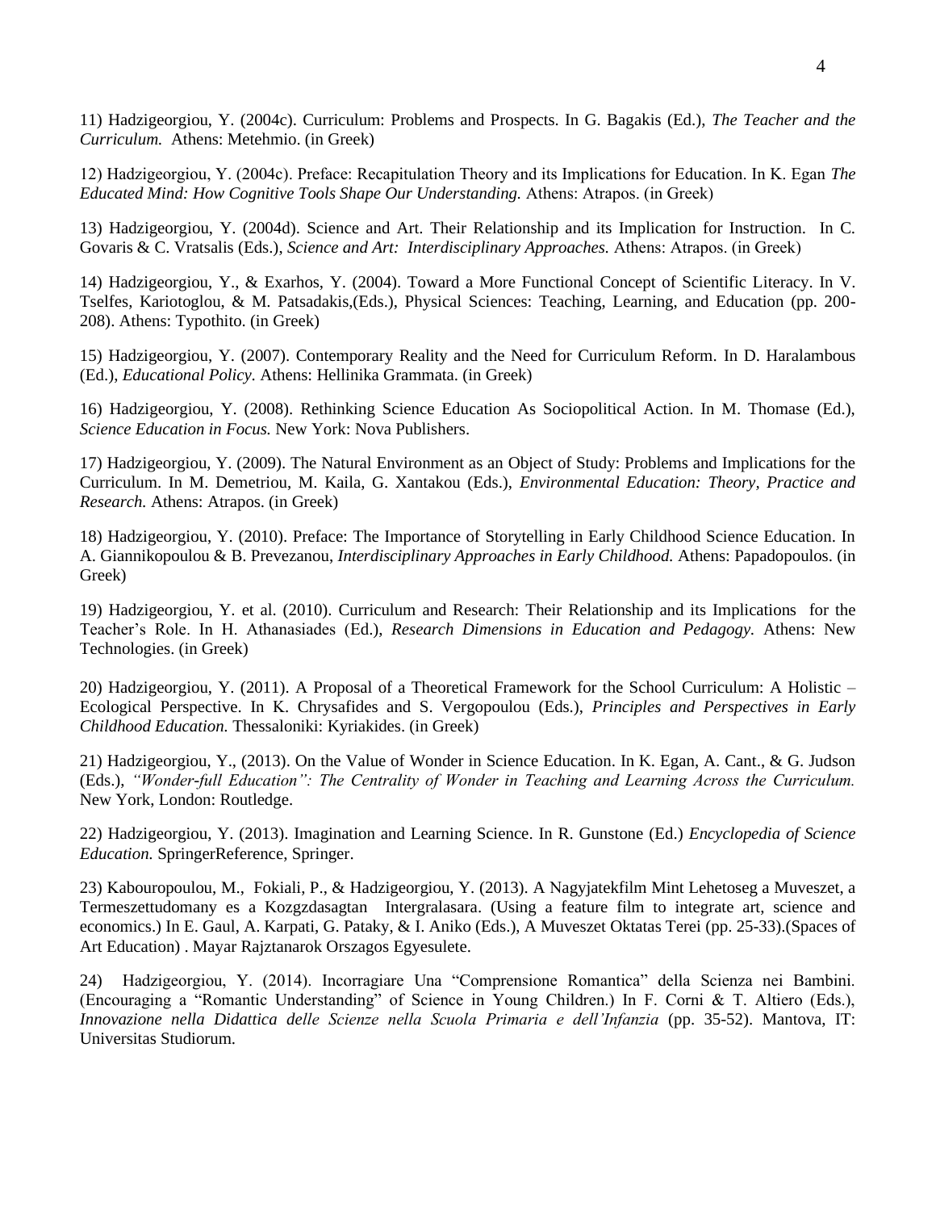11) Hadzigeorgiou, Y. (2004c). Curriculum: Problems and Prospects. In G. Bagakis (Ed.), *The Teacher and the Curriculum.* Athens: Metehmio. (in Greek)

12) Hadzigeorgiou, Y. (2004c). Preface: Recapitulation Theory and its Implications for Education. In K. Egan *The Educated Mind: How Cognitive Tools Shape Our Understanding.* Athens: Atrapos. (in Greek)

13) Hadzigeorgiou, Y. (2004d). Science and Art. Their Relationship and its Implication for Instruction. In C. Govaris & C. Vratsalis (Eds.), *Science and Art: Interdisciplinary Approaches.* Athens: Atrapos. (in Greek)

14) Hadzigeorgiou, Y., & Exarhos, Y. (2004). Toward a More Functional Concept of Scientific Literacy. In V. Tselfes, Kariotoglou, & M. Patsadakis,(Eds.), Physical Sciences: Teaching, Learning, and Education (pp. 200-208). Athens: Typothito. (in Greek)

15) Hadzigeorgiou, Y. (2007). Contemporary Reality and the Need for Curriculum Reform. In D. Haralambous (Ed.), *Educational Policy.* Athens: Hellinika Grammata. (in Greek)

16) Hadzigeorgiou, Y. (2008). Rethinking Science Education As Sociopolitical Action. In M. Thomase (Ed.), *Science Education in Focus.* New York: Nova Publishers.

17) Hadzigeorgiou, Y. (2009). The Natural Environment as an Object of Study: Problems and Implications for the Curriculum. In M. Demetriou, M. Kaila, G. Xantakou (Eds.), *Environmental Education: Theory, Practice and Research.* Athens: Atrapos. (in Greek)

18) Hadzigeorgiou, Y. (2010). Preface: The Importance of Storytelling in Early Childhood Science Education. In A. Giannikopoulou & B. Prevezanou, *Interdisciplinary Approaches in Early Childhood.* Athens: Papadopoulos. (in Greek)

19) Hadzigeorgiou, Y. et al. (2010). Curriculum and Research: Their Relationship and its Implications for the Teacher's Role. In H. Athanasiades (Ed.), *Research Dimensions in Education and Pedagogy.* Athens: New Technologies. (in Greek)

20) Hadzigeorgiou, Y. (2011). A Proposal of a Theoretical Framework for the School Curriculum: A Holistic – Ecological Perspective. In K. Chrysafides and S. Vergopoulou (Eds.), *Principles and Perspectives in Early Childhood Education.* Thessaloniki: Kyriakides. (in Greek)

21) Hadzigeorgiou, Y., (2013). On the Value of Wonder in Science Education. In K. Egan, A. Cant., & G. Judson (Eds.), *"Wonder-full Education": The Centrality of Wonder in Teaching and Learning Across the Curriculum.* New York, London: Routledge.

22) Hadzigeorgiou, Y. (2013). Imagination and Learning Science. In R. Gunstone (Ed.) *Encyclopedia of Science Education.* SpringerReference, Springer.

23) Kabouropoulou, M., Fokiali, P., & Hadzigeorgiou, Y. (2013). A Nagyjatekfilm Mint Lehetoseg a Muveszet, a Termeszettudomany es a Kozgzdasagtan Intergralasara. (Using a feature film to integrate art, science and economics.) In E. Gaul, A. Karpati, G. Pataky, & I. Aniko (Eds.), A Muveszet Oktatas Terei (pp. 25-33).(Spaces of Art Education) . Mayar Rajztanarok Orszagos Egyesulete.

24) Hadzigeorgiou, Y. (2014). Incorragiare Una "Comprensione Romantica" della Scienza nei Bambini. (Encouraging a "Romantic Understanding" of Science in Young Children.) In F. Corni & T. Altiero (Eds.), *Innovazione nella Didattica delle Scienze nella Scuola Primaria e dell'Infanzia* (pp. 35-52). Mantova, IT: Universitas Studiorum.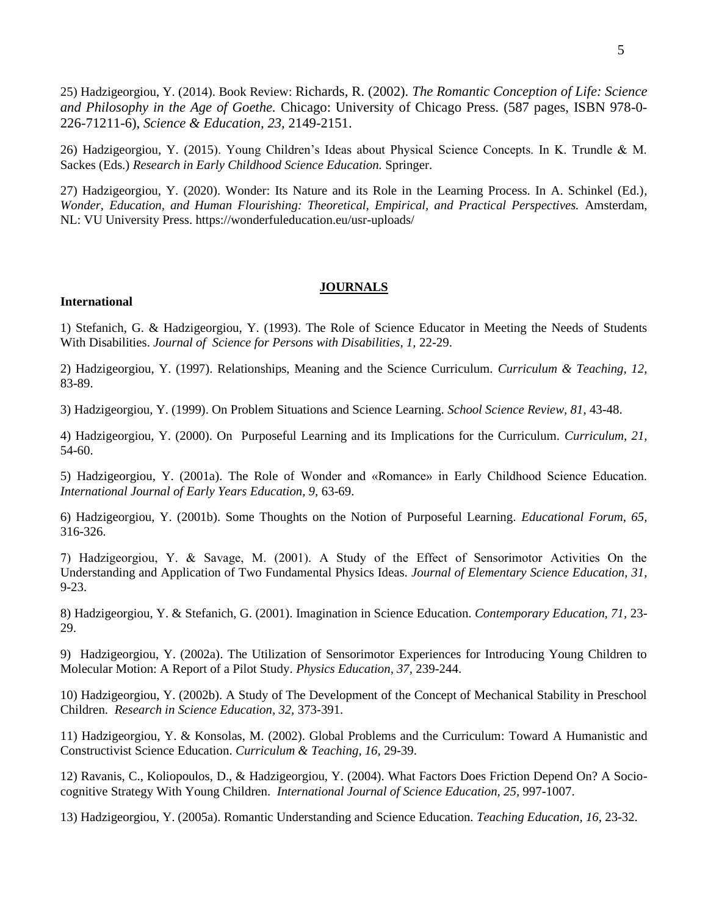25) Hadzigeorgiou, Y. (2014). Book Review: Richards, R. (2002). *The Romantic Conception of Life: Science and Philosophy in the Age of Goethe.* Chicago: University of Chicago Press. (587 pages, ISBN 978-0-226-71211-6), *Science & Education, 23,* 2149-2151.

26) Hadzigeorgiou, Y. (2015). Young Children's Ideas about Physical Science Concepts. In K. Trundle & M. Sackes (Eds.) *Research in Early Childhood Science Education.* Springer.

27) Hadzigeorgiou, Y. (2020). Wonder: Its Nature and its Role in the Learning Process. In A. Schinkel (Ed.), *Wonder, Education, and Human Flourishing: Theoretical, Empirical, and Practical Perspectives.* Amsterdam, NL: VU University Press. https://wonderfuleducation.eu/usr-uploads/

## JOURNALS

**International**

1) Stefanich, G. & Hadzigeorgiou, Y. (1993). The Role of Science Educator in Meeting the Needs of Students With Disabilities. *Journal of Science for Persons with Disabilities, 1,* 22-29.

2) Hadzigeorgiou, Y. (1997). Relationships, Meaning and the Science Curriculum. *Curriculum & Teaching, 12*, 83-89.

3) Hadzigeorgiou, Y. (1999). On Problem Situations and Science Learning. *School Science Review, 81*, 43-48.

4) Hadzigeorgiou, Y. (2000). On Purposeful Learning and its Implications for the Curriculum. *Curriculum, 21,* 54-60.

5) Hadzigeorgiou, Y. (2001a). The Role of Wonder and «Romance» in Early Childhood Science Education. *International Journal of Early Years Education, 9*, 63-69.

6) Hadzigeorgiou, Y. (2001b). Some Thoughts on the Notion of Purposeful Learning. *Educational Forum, 65,* 316-326.

7) Hadzigeorgiou, Y. & Savage, M. (2001). A Study of the Effect of Sensorimotor Activities On the Understanding and Application of Two Fundamental Physics Ideas. *Journal of Elementary Science Education, 31*, 9-23.

8) Hadzigeorgiou, Y. & Stefanich, G. (2001). Imagination in Science Education. *Contemporary Education, 71,* 23-29.

9) Hadzigeorgiou, Y. (2002a). The Utilization of Sensorimotor Experiences for Introducing Young Children to Molecular Motion: A Report of a Pilot Study. *Physics Education, 37*, 239-244.

10) Hadzigeorgiou, Y. (2002b). A Study of The Development of the Concept of Mechanical Stability in Preschool Children. *Research in Science Education, 32*, 373-391.

11) Hadzigeorgiou, Y. & Konsolas, M. (2002). Global Problems and the Curriculum: Toward A Humanistic and Constructivist Science Education. *Curriculum & Teaching, 16,* 29-39.

12) Ravanis, C., Koliopoulos, D., & Hadzigeorgiou, Y. (2004). What Factors Does Friction Depend On? A Socio-cognitive Strategy With Young Children. *International Journal of Science Education, 25,* 997-1007.

13) Hadzigeorgiou, Y. (2005a). Romantic Understanding and Science Education. *Teaching Education, 16*, 23-32.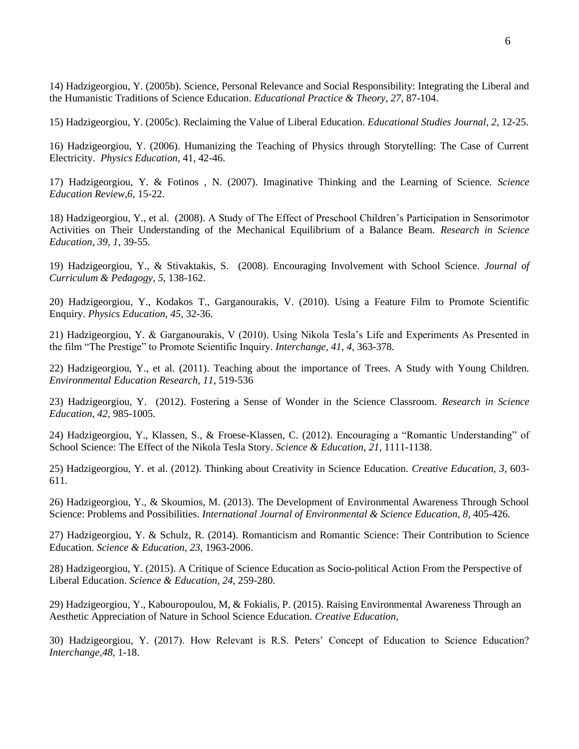14) Hadzigeorgiou, Y. (2005b). Science, Personal Relevance and Social Responsibility: Integrating the Liberal and the Humanistic Traditions of Science Education. *Educational Practice & Theory, 27,* 87-104.

15) Hadzigeorgiou, Y. (2005c). Reclaiming the Value of Liberal Education. *Educational Studies Journal, 2,* 12-25.

16) Hadzigeorgiou, Y. (2006). Humanizing the Teaching of Physics through Storytelling: The Case of Current Electricity. *Physics Education,* 41, 42-46.

17) Hadzigeorgiou, Y. & Fotinos , N. (2007). Imaginative Thinking and the Learning of Science. *Science Education Review,6,* 15-22.

18) Hadzigeorgiou, Y., et al. (2008). A Study of The Effect of Preschool Children's Participation in Sensorimotor Activities on Their Understanding of the Mechanical Equilibrium of a Balance Beam. *Research in Science Education, 39, 1,* 39-55.

19) Hadzigeorgiou, Y., & Stivaktakis, S. (2008). Encouraging Involvement with School Science. *Journal of Curriculum & Pedagogy, 5,* 138-162.

20) Hadzigeorgiou, Y., Kodakos T., Garganourakis, V. (2010). Using a Feature Film to Promote Scientific Enquiry. *Physics Education, 45,* 32-36.

21) Hadzigeorgiou, Y. & Garganourakis, V (2010). Using Nikola Tesla's Life and Experiments As Presented in the film "The Prestige" to Promote Scientific Inquiry. *Interchange, 41, 4,* 363-378.

22) Hadzigeorgiou, Y., et al. (2011). Teaching about the importance of Trees. A Study with Young Children. *Environmental Education Research, 11,* 519-536

23) Hadzigeorgiou, Y. (2012). Fostering a Sense of Wonder in the Science Classroom. *Research in Science Education, 42,* 985-1005.

24) Hadzigeorgiou, Y., Klassen, S., & Froese-Klassen, C. (2012). Encouraging a "Romantic Understanding" of School Science: The Effect of the Nikola Tesla Story. *Science & Education, 21,* 1111-1138.

25) Hadzigeorgiou, Y. et al. (2012). Thinking about Creativity in Science Education. *Creative Education, 3,* 603-611.

26) Hadzigeorgiou, Y., & Skoumios, M. (2013). The Development of Environmental Awareness Through School Science: Problems and Possibilities. *International Journal of Environmental & Science Education, 8,* 405-426.

27) Hadzigeorgiou, Y. & Schulz, R. (2014). Romanticism and Romantic Science: Their Contribution to Science Education. *Science & Education, 23,* 1963-2006.

28) Hadzigeorgiou, Y. (2015). A Critique of Science Education as Socio-political Action From the Perspective of Liberal Education. *Science & Education, 24,* 259-280.

29) Hadzigeorgiou, Y., Kabouropoulou, M, & Fokialis, P. (2015). Raising Environmental Awareness Through an Aesthetic Appreciation of Nature in School Science Education. *Creative Education,*

30) Hadzigeorgiou, Y. (2017). How Relevant is R.S. Peters' Concept of Education to Science Education? *Interchange,48,* 1-18.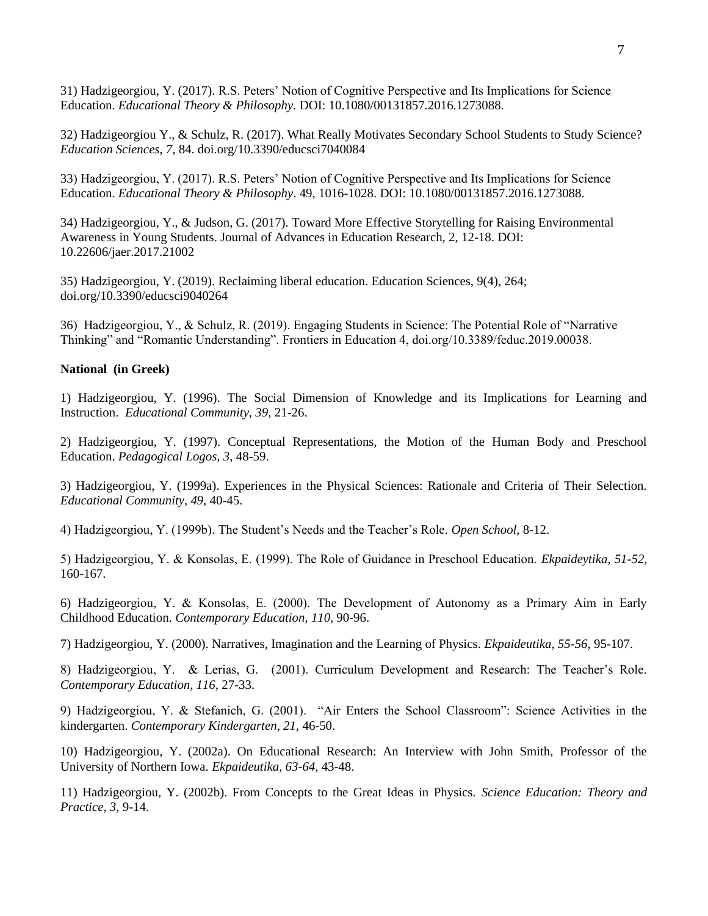31) Hadzigeorgiou, Y. (2017). R.S. Peters' Notion of Cognitive Perspective and Its Implications for Science Education. *Educational Theory & Philosophy.* DOI: 10.1080/00131857.2016.1273088.

32) Hadzigeorgiou Y., & Schulz, R. (2017). What Really Motivates Secondary School Students to Study Science? *Education Sciences, 7,* 84. doi.org/10.3390/educsci7040084

33) Hadzigeorgiou, Y. (2017). R.S. Peters' Notion of Cognitive Perspective and Its Implications for Science Education. *Educational Theory & Philosophy*. 49, 1016-1028. DOI: 10.1080/00131857.2016.1273088.

34) Hadzigeorgiou, Y., & Judson, G. (2017). Toward More Effective Storytelling for Raising Environmental Awareness in Young Students. Journal of Advances in Education Research, 2, 12-18. DOI: 10.22606/jaer.2017.21002

35) Hadzigeorgiou, Y. (2019). Reclaiming liberal education. Education Sciences, 9(4), 264; doi.org/10.3390/educsci9040264

36) Hadzigeorgiou, Y., & Schulz, R. (2019). Engaging Students in Science: The Potential Role of "Narrative Thinking" and "Romantic Understanding". Frontiers in Education 4, doi.org/10.3389/feduc.2019.00038.

**National (in Greek)**

1) Hadzigeorgiou, Y. (1996). The Social Dimension of Knowledge and its Implications for Learning and Instruction. *Educational Community, 39,* 21-26.

2) Hadzigeorgiou, Y. (1997). Conceptual Representations, the Motion of the Human Body and Preschool Education. *Pedagogical Logos, 3,* 48-59.

3) Hadzigeorgiou, Y. (1999a). Experiences in the Physical Sciences: Rationale and Criteria of Their Selection. *Educational Community, 49,* 40-45.

4) Hadzigeorgiou, Y. (1999b). The Student's Needs and the Teacher's Role. *Open School,* 8-12.

5) Hadzigeorgiou, Y. & Konsolas, E. (1999). The Role of Guidance in Preschool Education. *Ekpaideytika*, *51-52,* 160-167.

6) Hadzigeorgiou, Y. & Konsolas, E. (2000). The Development of Autonomy as a Primary Aim in Early Childhood Education. *Contemporary Education, 110,* 90-96.

7) Hadzigeorgiou, Y. (2000). Narratives, Imagination and the Learning of Physics. *Ekpaideutika, 55-56,* 95-107.

8) Hadzigeorgiou, Y. & Lerias, G. (2001). Curriculum Development and Research: The Teacher's Role. *Contemporary Education, 116,* 27-33.

9) Hadzigeorgiou, Y. & Stefanich, G. (2001). "Air Enters the School Classroom": Science Activities in the kindergarten. *Contemporary Kindergarten, 21,* 46-50.

10) Hadzigeorgiou, Y. (2002a). On Educational Research: An Interview with John Smith, Professor of the University of Northern Iowa. *Ekpaideutika, 63-64,* 43-48.

11) Hadzigeorgiou, Y. (2002b). From Concepts to the Great Ideas in Physics. *Science Education: Theory and Practice, 3,* 9-14.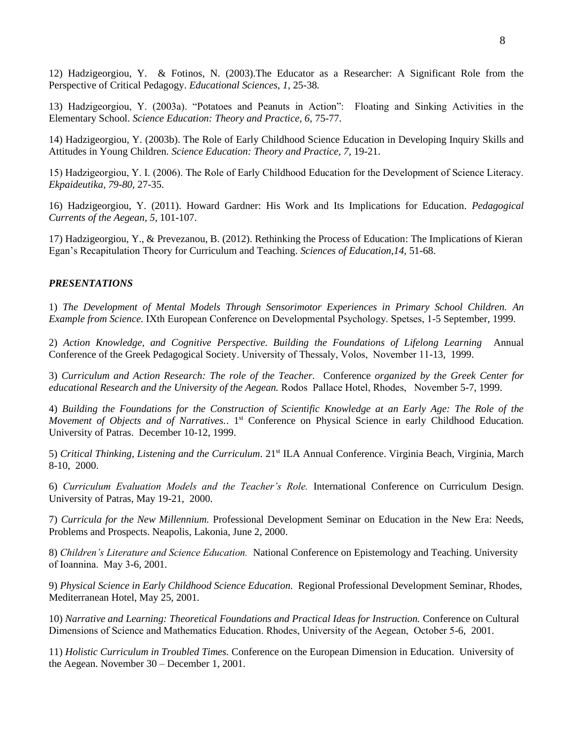12) Hadzigeorgiou, Y.  & Fotinos, N. (2003).The Educator as a Researcher: A Significant Role from the Perspective of Critical Pedagogy. *Educational Sciences*, *1*, 25-38.

13) Hadzigeorgiou, Y. (2003a). "Potatoes and Peanuts in Action":  Floating and Sinking Activities in the Elementary School. *Science Education: Theory and Practice, 6,* 75-77.

14) Hadzigeorgiou, Y. (2003b). The Role of Early Childhood Science Education in Developing Inquiry Skills and Attitudes in Young Children. *Science Education: Theory and Practice, 7,* 19-21.

15) Hadzigeorgiou, Y. I. (2006). The Role of Early Childhood Education for the Development of Science Literacy. *Ekpaideutika, 79-80,* 27-35.

16) Hadzigeorgiou, Y. (2011). Howard Gardner: His Work and Its Implications for Education. *Pedagogical Currents of the Aegean, 5,* 101-107.

17) Hadzigeorgiou, Y., & Prevezanou, B. (2012). Rethinking the Process of Education: The Implications of Kieran Egan's Recapitulation Theory for Curriculum and Teaching. *Sciences of Education,14,* 51-68.

### *PRESENTATIONS*

1) *The Development of Mental Models Through Sensorimotor Experiences in Primary School Children. An Example from Science.* IXth European Conference on Developmental Psychology. Spetses, 1-5 September, 1999.

2) *Action Knowledge, and Cognitive Perspective. Building the Foundations of Lifelong Learning*  Annual Conference of the Greek Pedagogical Society. University of Thessaly, Volos,  November 11-13,  1999.

3) *Curriculum and Action Research: The role of the Teacher.*  Conference *organized by the Greek Center for educational Research and the University of the Aegean.* Rodos  Pallace Hotel, Rhodes,   November 5-7, 1999.

4) *Building the Foundations for the Construction of Scientific Knowledge at an Early Age: The Role of the Movement of Objects and of Narratives.*. 1st Conference on Physical Science in early Childhood Education. University of Patras.  December 10-12, 1999.

5) *Critical Thinking, Listening and the Curriculum*. 21st ILA Annual Conference. Virginia Beach, Virginia, March 8-10,  2000.

6) *Curriculum Evaluation Models and the Teacher's Role.* International Conference on Curriculum Design. University of Patras, May 19-21,  2000.

7) *Curricula for the New Millennium.* Professional Development Seminar on Education in the New Era: Needs, Problems and Prospects. Neapolis, Lakonia, June 2, 2000.

8) *Children's Literature and Science Education.*  National Conference on Epistemology and Teaching. University of Ioannina.  May 3-6, 2001.

9) *Physical Science in Early Childhood Science Education.*  Regional Professional Development Seminar, Rhodes, Mediterranean Hotel, May 25, 2001.

10) *Narrative and Learning: Theoretical Foundations and Practical Ideas for Instruction.* Conference on Cultural Dimensions of Science and Mathematics Education. Rhodes, University of the Aegean,  October 5-6,  2001.

11) *Holistic Curriculum in Troubled Times.* Conference on the European Dimension in Education.  University of the Aegean. November 30 – December 1, 2001.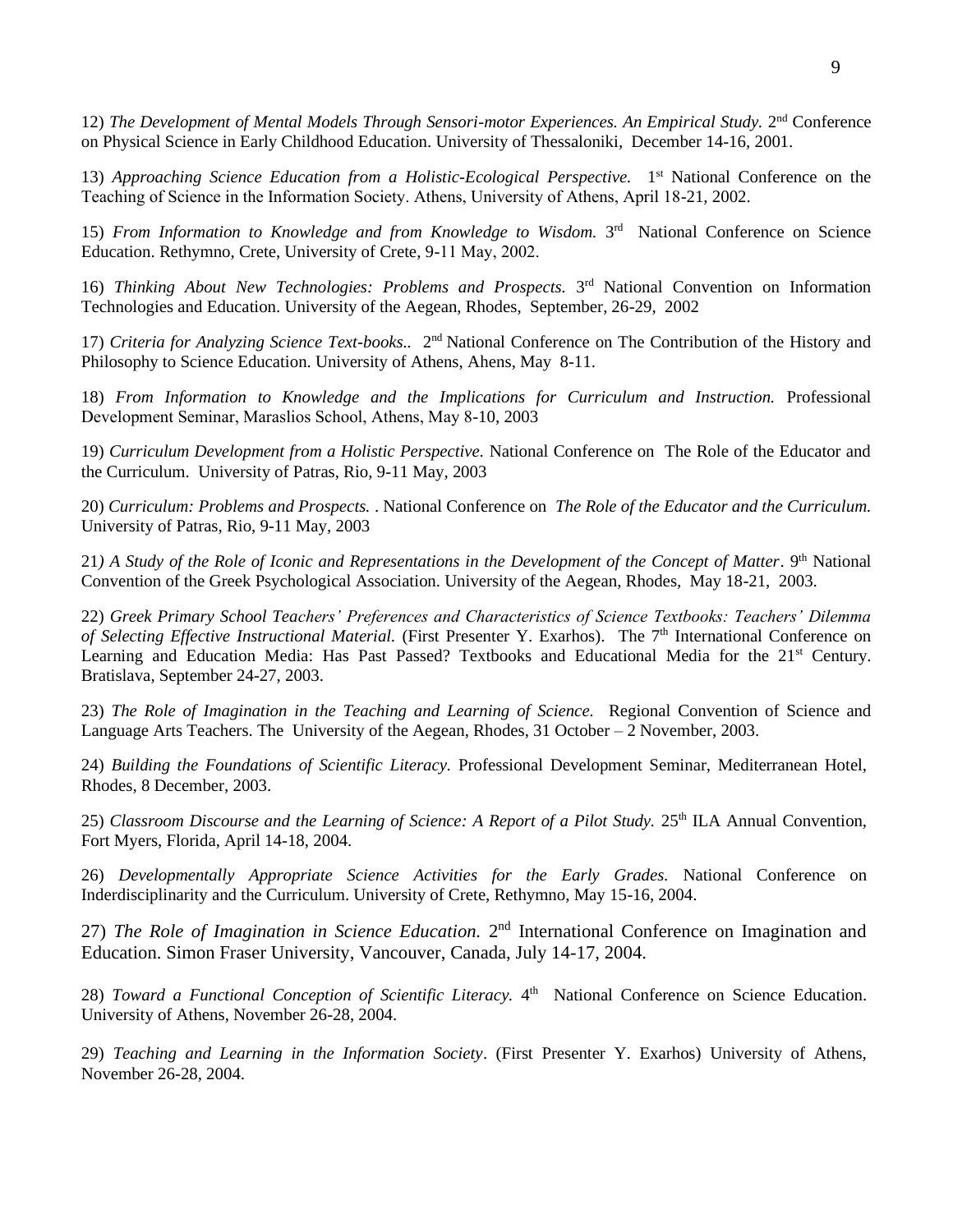12) *The Development of Mental Models Through Sensori-motor Experiences. An Empirical Study.* 2nd Conference on Physical Science in Early Childhood Education. University of Thessaloniki, December 14-16, 2001.

13) *Approaching Science Education from a Holistic-Ecological Perspective.* 1st National Conference on the Teaching of Science in the Information Society. Athens, University of Athens, April 18-21, 2002.

15) *From Information to Knowledge and from Knowledge to Wisdom.* 3rd National Conference on Science Education. Rethymno, Crete, University of Crete, 9-11 May, 2002.

16) *Thinking About New Technologies: Problems and Prospects.* 3rd National Convention on Information Technologies and Education. University of the Aegean, Rhodes, September, 26-29, 2002

17) *Criteria for Analyzing Science Text-books..* 2nd National Conference on The Contribution of the History and Philosophy to Science Education. University of Athens, Ahens, May 8-11.

18) *From Information to Knowledge and the Implications for Curriculum and Instruction.* Professional Development Seminar, Maraslios School, Athens, May 8-10, 2003

19) *Curriculum Development from a Holistic Perspective.* National Conference on The Role of the Educator and the Curriculum. University of Patras, Rio, 9-11 May, 2003

20) *Curriculum: Problems and Prospects.* . National Conference on *The Role of the Educator and the Curriculum.* University of Patras, Rio, 9-11 May, 2003

21*) A Study of the Role of Iconic and Representations in the Development of the Concept of Matter*. 9th National Convention of the Greek Psychological Association. University of the Aegean, Rhodes, May 18-21, 2003.

22) *Greek Primary School Teachers' Preferences and Characteristics of Science Textbooks: Teachers' Dilemma of Selecting Effective Instructional Material.* (First Presenter Y. Exarhos). The 7th International Conference on Learning and Education Media: Has Past Passed? Textbooks and Educational Media for the 21st Century. Bratislava, September 24-27, 2003.

23) *The Role of Imagination in the Teaching and Learning of Science.* Regional Convention of Science and Language Arts Teachers. The University of the Aegean, Rhodes, 31 October – 2 November, 2003.

24) *Building the Foundations of Scientific Literacy.* Professional Development Seminar, Mediterranean Hotel, Rhodes, 8 December, 2003.

25) *Classroom Discourse and the Learning of Science: A Report of a Pilot Study.* 25th ILA Annual Convention, Fort Myers, Florida, April 14-18, 2004.

26) *Developmentally Appropriate Science Activities for the Early Grades.* National Conference on Inderdisciplinarity and the Curriculum. University of Crete, Rethymno, May 15-16, 2004.

27) *The Role of Imagination in Science Education.* 2nd International Conference on Imagination and Education. Simon Fraser University, Vancouver, Canada, July 14-17, 2004.

28) *Toward a Functional Conception of Scientific Literacy.* 4th National Conference on Science Education. University of Athens, November 26-28, 2004.

29) *Teaching and Learning in the Information Society*. (First Presenter Y. Exarhos) University of Athens, November 26-28, 2004.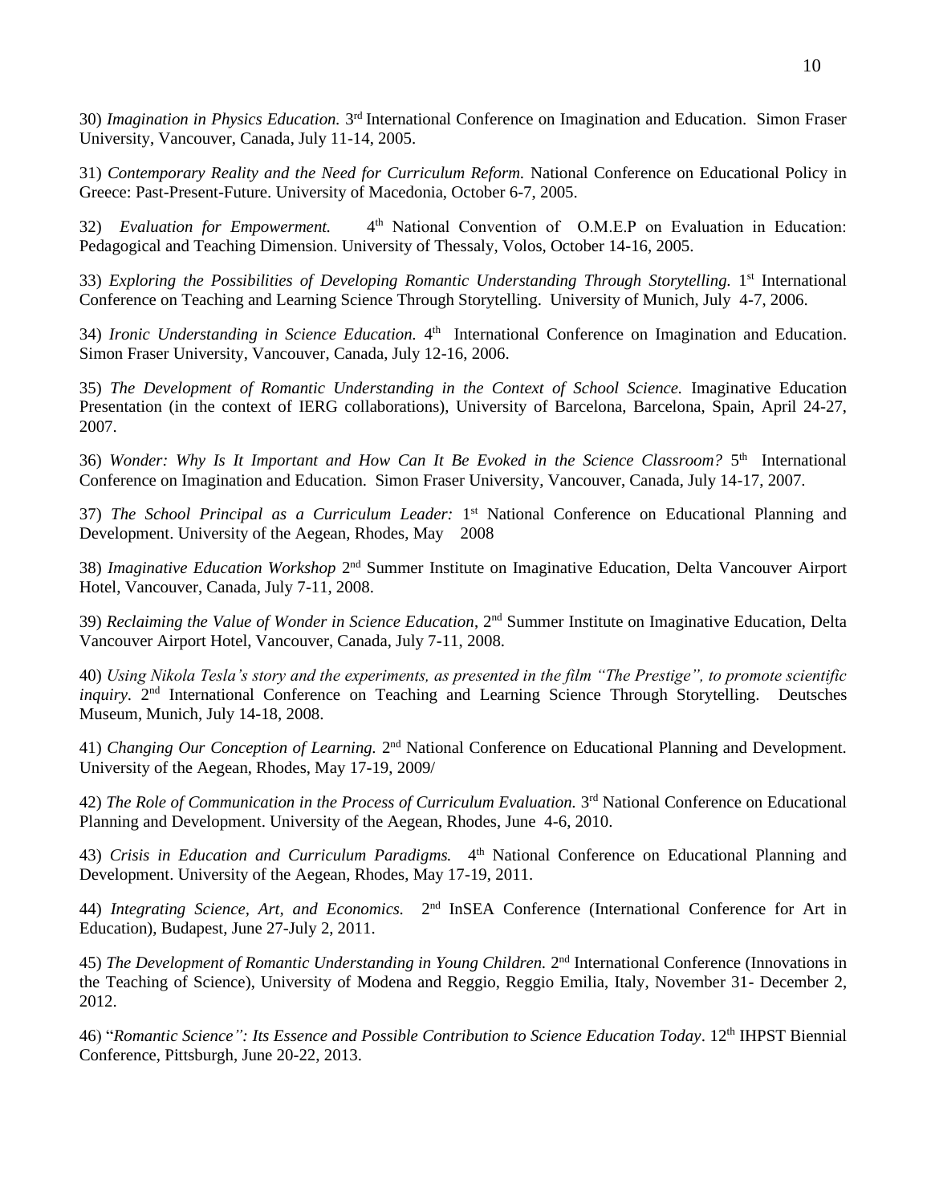30) *Imagination in Physics Education.* 3rd International Conference on Imagination and Education. Simon Fraser University, Vancouver, Canada, July 11-14, 2005.

31) *Contemporary Reality and the Need for Curriculum Reform.* National Conference on Educational Policy in Greece: Past-Present-Future. University of Macedonia, October 6-7, 2005.

32) *Evaluation for Empowerment.* 4th National Convention of O.M.E.P on Evaluation in Education: Pedagogical and Teaching Dimension. University of Thessaly, Volos, October 14-16, 2005.

33) *Exploring the Possibilities of Developing Romantic Understanding Through Storytelling.* 1st International Conference on Teaching and Learning Science Through Storytelling. University of Munich, July 4-7, 2006.

34) *Ironic Understanding in Science Education.* 4th International Conference on Imagination and Education. Simon Fraser University, Vancouver, Canada, July 12-16, 2006.

35) *The Development of Romantic Understanding in the Context of School Science.* Imaginative Education Presentation (in the context of IERG collaborations), University of Barcelona, Barcelona, Spain, April 24-27, 2007.

36) *Wonder: Why Is It Important and How Can It Be Evoked in the Science Classroom?* 5th International Conference on Imagination and Education. Simon Fraser University, Vancouver, Canada, July 14-17, 2007.

37) *The School Principal as a Curriculum Leader:* 1st National Conference on Educational Planning and Development. University of the Aegean, Rhodes, May 2008

38) *Imaginative Education Workshop* 2nd Summer Institute on Imaginative Education, Delta Vancouver Airport Hotel, Vancouver, Canada, July 7-11, 2008.

39) *Reclaiming the Value of Wonder in Science Education*, 2nd Summer Institute on Imaginative Education, Delta Vancouver Airport Hotel, Vancouver, Canada, July 7-11, 2008.

40) *Using Nikola Tesla's story and the experiments, as presented in the film "The Prestige", to promote scientific inquiry*. 2nd International Conference on Teaching and Learning Science Through Storytelling. Deutsches Museum, Munich, July 14-18, 2008.

41) *Changing Our Conception of Learning.* 2nd National Conference on Educational Planning and Development. University of the Aegean, Rhodes, May 17-19, 2009/

42) *The Role of Communication in the Process of Curriculum Evaluation.* 3rd National Conference on Educational Planning and Development. University of the Aegean, Rhodes, June 4-6, 2010.

43) *Crisis in Education and Curriculum Paradigms.* 4th National Conference on Educational Planning and Development. University of the Aegean, Rhodes, May 17-19, 2011.

44) *Integrating Science, Art, and Economics.* 2nd InSEA Conference (International Conference for Art in Education), Budapest, June 27-July 2, 2011.

45) *The Development of Romantic Understanding in Young Children.* 2nd International Conference (Innovations in the Teaching of Science), University of Modena and Reggio, Reggio Emilia, Italy, November 31- December 2, 2012.

46) "*Romantic Science": Its Essence and Possible Contribution to Science Education Today*. 12th IHPST Biennial Conference, Pittsburgh, June 20-22, 2013.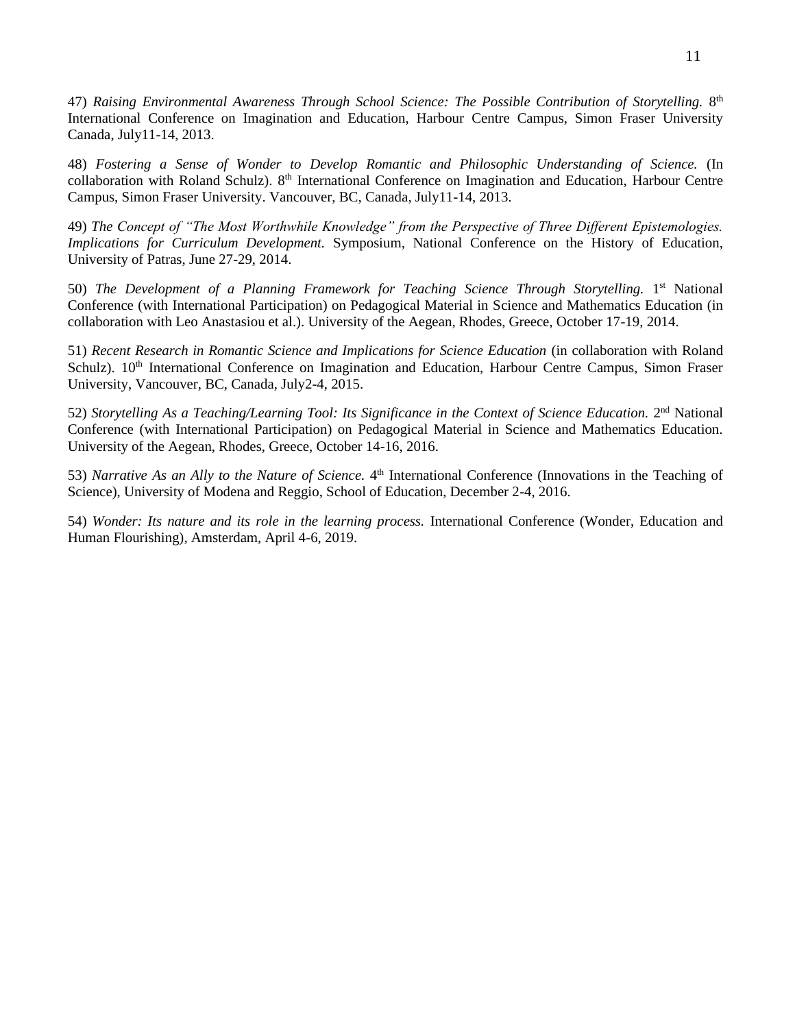47) *Raising Environmental Awareness Through School Science: The Possible Contribution of Storytelling.* 8th International Conference on Imagination and Education, Harbour Centre Campus, Simon Fraser University Canada, July11-14, 2013.

48) *Fostering a Sense of Wonder to Develop Romantic and Philosophic Understanding of Science.* (In collaboration with Roland Schulz). 8th International Conference on Imagination and Education, Harbour Centre Campus, Simon Fraser University. Vancouver, BC, Canada, July11-14, 2013.

49) *The Concept of "The Most Worthwhile Knowledge" from the Perspective of Three Different Epistemologies. Implications for Curriculum Development.* Symposium, National Conference on the History of Education, University of Patras, June 27-29, 2014.

50) *The Development of a Planning Framework for Teaching Science Through Storytelling.* 1st National Conference (with International Participation) on Pedagogical Material in Science and Mathematics Education (in collaboration with Leo Anastasiou et al.). University of the Aegean, Rhodes, Greece, October 17-19, 2014.

51) *Recent Research in Romantic Science and Implications for Science Education* (in collaboration with Roland Schulz). 10th International Conference on Imagination and Education, Harbour Centre Campus, Simon Fraser University, Vancouver, BC, Canada, July2-4, 2015.

52) *Storytelling As a Teaching/Learning Tool: Its Significance in the Context of Science Education.* 2nd National Conference (with International Participation) on Pedagogical Material in Science and Mathematics Education. University of the Aegean, Rhodes, Greece, October 14-16, 2016.

53) *Narrative As an Ally to the Nature of Science.* 4th International Conference (Innovations in the Teaching of Science), University of Modena and Reggio, School of Education, December 2-4, 2016.

54) *Wonder: Its nature and its role in the learning process.* International Conference (Wonder, Education and Human Flourishing), Amsterdam, April 4-6, 2019.